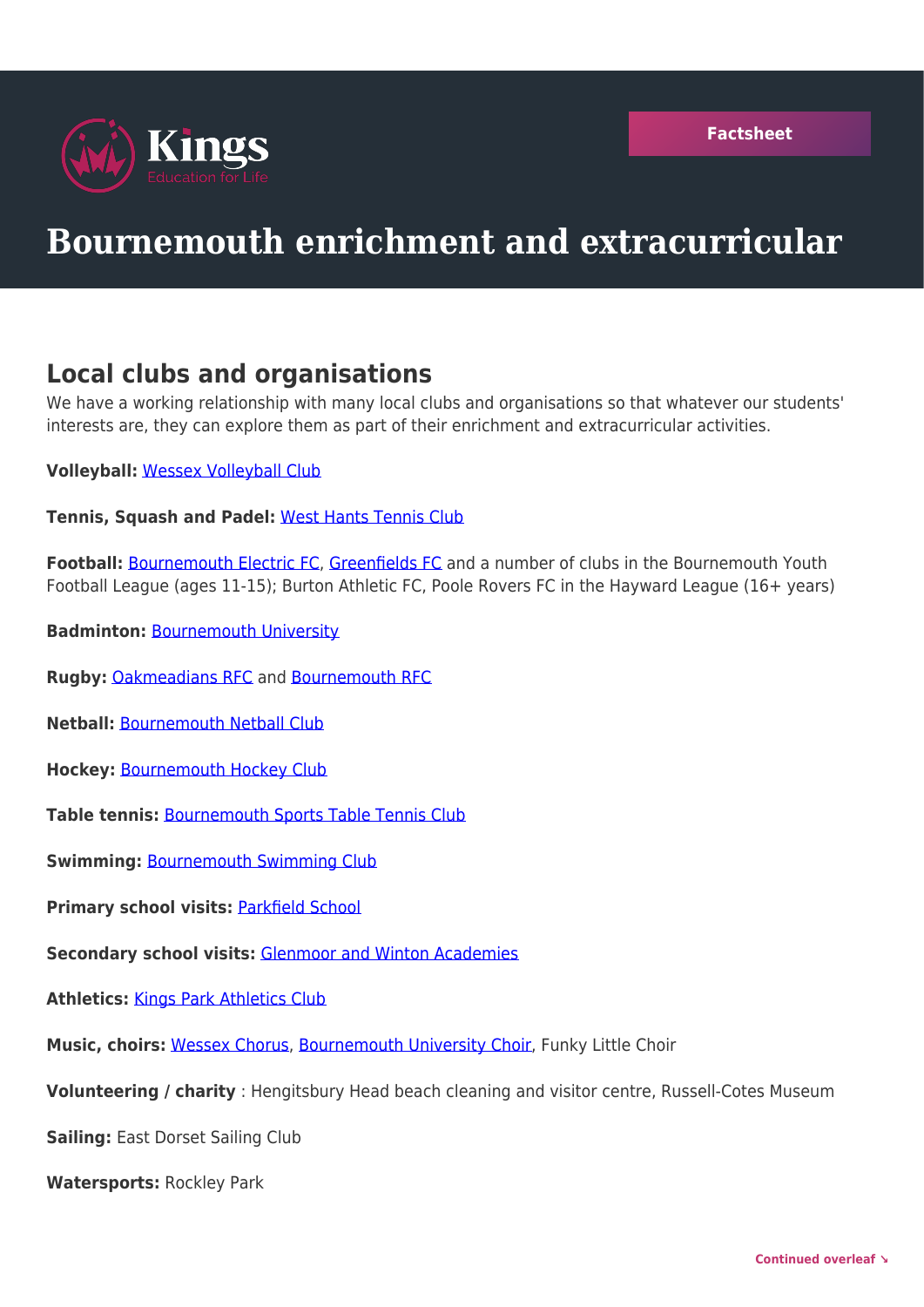Kings
Education for Life

Factsheet

# Bournemouth enrichment and extracurricular

## Local clubs and organisations

We have a working relationship with many local clubs and organisations so that whatever our students' interests are, they can explore them as part of their enrichment and extracurricular activities.

**Volleyball:** Wessex Volleyball Club

**Tennis, Squash and Padel:** West Hants Tennis Club

**Football:** Bournemouth Electric FC, Greenfields FC and a number of clubs in the Bournemouth Youth Football League (ages 11-15); Burton Athletic FC, Poole Rovers FC in the Hayward League (16+ years)

**Badminton:** Bournemouth University

**Rugby:** Oakmeadians RFC and Bournemouth RFC

**Netball:** Bournemouth Netball Club

**Hockey:** Bournemouth Hockey Club

**Table tennis:** Bournemouth Sports Table Tennis Club

**Swimming:** Bournemouth Swimming Club

**Primary school visits:** Parkfield School

**Secondary school visits:** Glenmoor and Winton Academies

**Athletics:** Kings Park Athletics Club

**Music, choirs:** Wessex Chorus, Bournemouth University Choir, Funky Little Choir

**Volunteering / charity** : Hengitsbury Head beach cleaning and visitor centre, Russell-Cotes Museum

**Sailing:** East Dorset Sailing Club

**Watersports:** Rockley Park

Continued overleaf ↘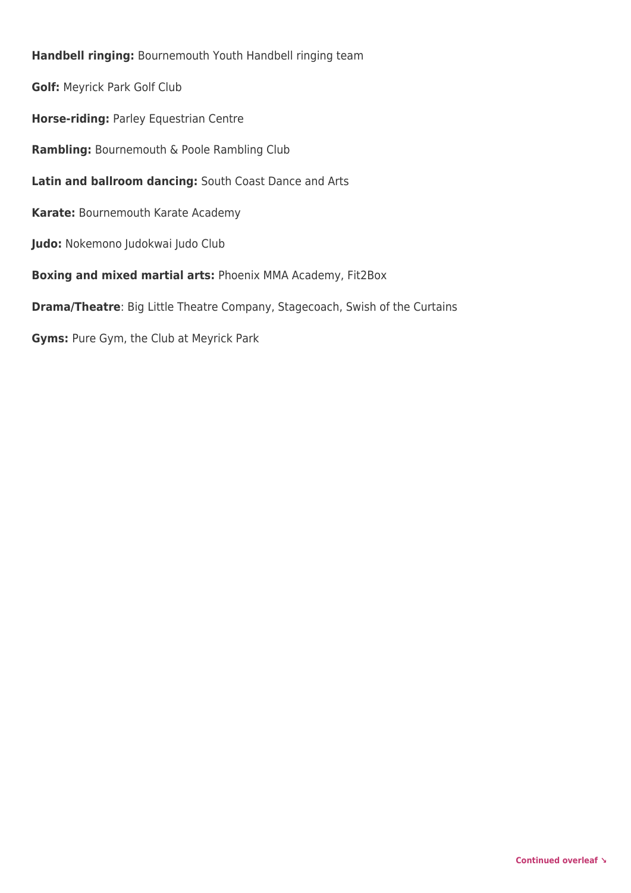**Handbell ringing:** Bournemouth Youth Handbell ringing team

**Golf:** Meyrick Park Golf Club

**Horse-riding:** Parley Equestrian Centre

**Rambling:** Bournemouth & Poole Rambling Club

**Latin and ballroom dancing:** South Coast Dance and Arts

**Karate:** Bournemouth Karate Academy

**Judo:** Nokemono Judokwai Judo Club

**Boxing and mixed martial arts:** Phoenix MMA Academy, Fit2Box

**Drama/Theatre**: Big Little Theatre Company, Stagecoach, Swish of the Curtains

**Gyms:** Pure Gym, the Club at Meyrick Park

**Continued overleaf ↘**